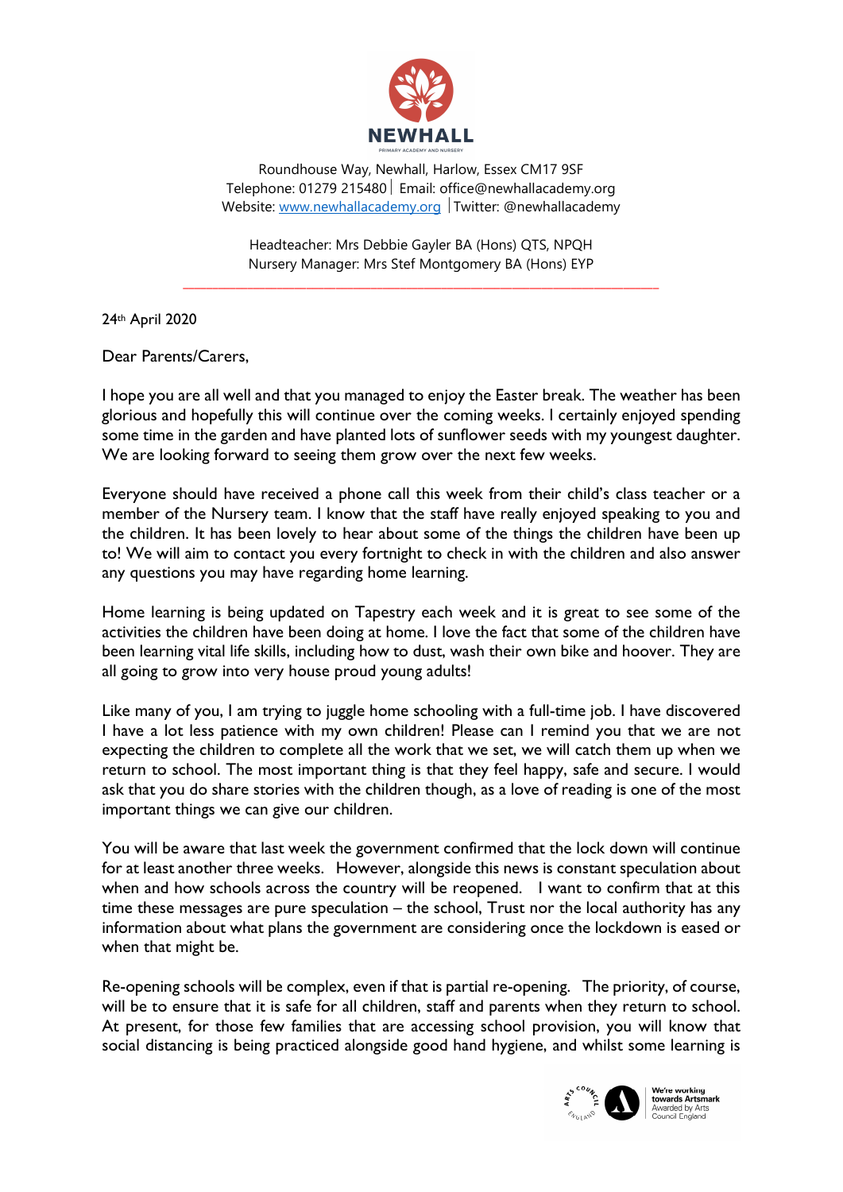NEWHALL
PRIMARY ACADEMY AND NURSERY

Roundhouse Way, Newhall, Harlow, Essex CM17 9SF
Telephone: 01279 215480 | Email: office@newhallacademy.org
Website: [www.newhallacademy.org](http://www.newhallacademy.org) | Twitter: @newhallacademy

Headteacher: Mrs Debbie Gayler BA (Hons) QTS, NPQH
Nursery Manager: Mrs Stef Montgomery BA (Hons) EYP

---

24th April 2020

Dear Parents/Carers,

I hope you are all well and that you managed to enjoy the Easter break. The weather has been glorious and hopefully this will continue over the coming weeks. I certainly enjoyed spending some time in the garden and have planted lots of sunflower seeds with my youngest daughter. We are looking forward to seeing them grow over the next few weeks.

Everyone should have received a phone call this week from their child's class teacher or a member of the Nursery team. I know that the staff have really enjoyed speaking to you and the children. It has been lovely to hear about some of the things the children have been up to! We will aim to contact you every fortnight to check in with the children and also answer any questions you may have regarding home learning.

Home learning is being updated on Tapestry each week and it is great to see some of the activities the children have been doing at home. I love the fact that some of the children have been learning vital life skills, including how to dust, wash their own bike and hoover. They are all going to grow into very house proud young adults!

Like many of you, I am trying to juggle home schooling with a full-time job. I have discovered I have a lot less patience with my own children! Please can I remind you that we are not expecting the children to complete all the work that we set, we will catch them up when we return to school. The most important thing is that they feel happy, safe and secure. I would ask that you do share stories with the children though, as a love of reading is one of the most important things we can give our children.

You will be aware that last week the government confirmed that the lock down will continue for at least another three weeks. However, alongside this news is constant speculation about when and how schools across the country will be reopened. I want to confirm that at this time these messages are pure speculation – the school, Trust nor the local authority has any information about what plans the government are considering once the lockdown is eased or when that might be.

Re-opening schools will be complex, even if that is partial re-opening. The priority, of course, will be to ensure that it is safe for all children, staff and parents when they return to school. At present, for those few families that are accessing school provision, you will know that social distancing is being practiced alongside good hand hygiene, and whilst some learning is

We're working towards Artsmark
Awarded by Arts Council England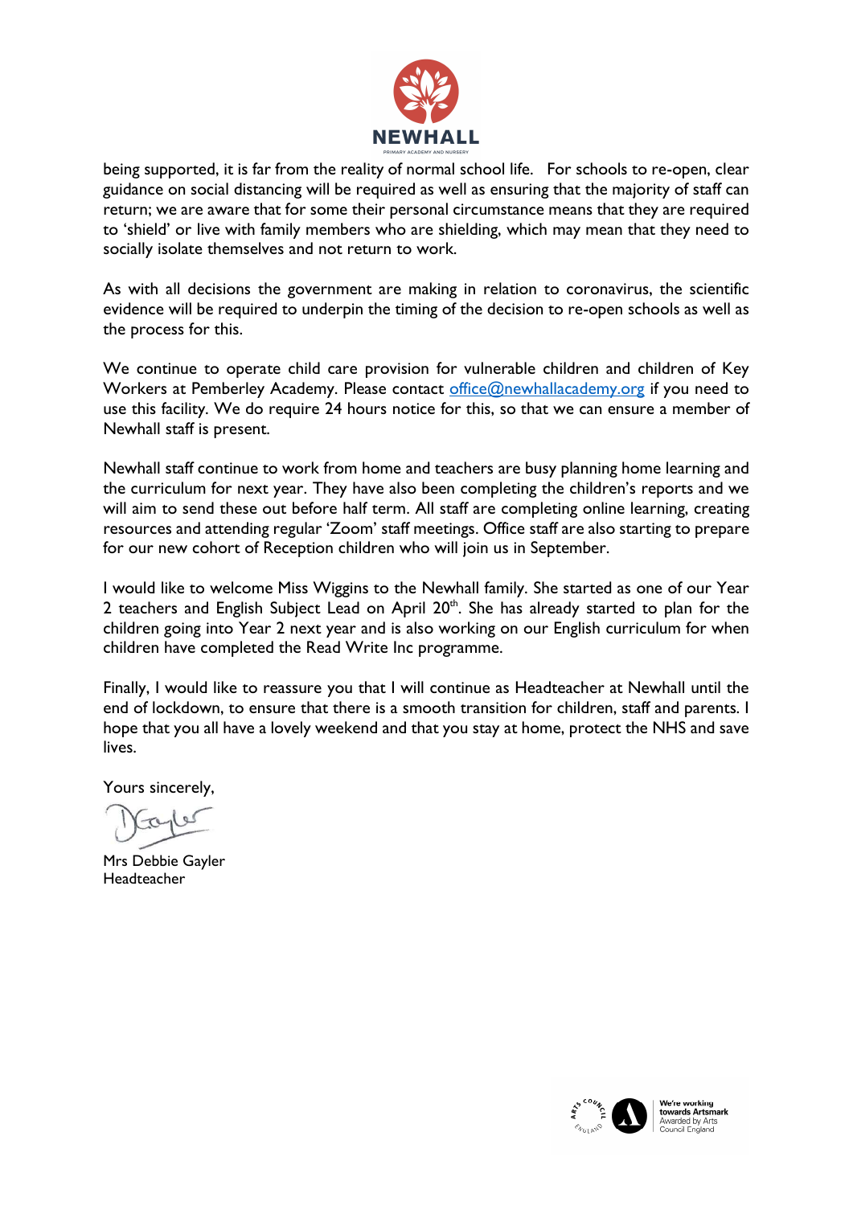being supported, it is far from the reality of normal school life. For schools to re-open, clear guidance on social distancing will be required as well as ensuring that the majority of staff can return; we are aware that for some their personal circumstance means that they are required to 'shield' or live with family members who are shielding, which may mean that they need to socially isolate themselves and not return to work.

As with all decisions the government are making in relation to coronavirus, the scientific evidence will be required to underpin the timing of the decision to re-open schools as well as the process for this.

We continue to operate child care provision for vulnerable children and children of Key Workers at Pemberley Academy. Please contact office@newhallacademy.org if you need to use this facility. We do require 24 hours notice for this, so that we can ensure a member of Newhall staff is present.

Newhall staff continue to work from home and teachers are busy planning home learning and the curriculum for next year. They have also been completing the children's reports and we will aim to send these out before half term. All staff are completing online learning, creating resources and attending regular 'Zoom' staff meetings. Office staff are also starting to prepare for our new cohort of Reception children who will join us in September.

I would like to welcome Miss Wiggins to the Newhall family. She started as one of our Year 2 teachers and English Subject Lead on April 20th. She has already started to plan for the children going into Year 2 next year and is also working on our English curriculum for when children have completed the Read Write Inc programme.

Finally, I would like to reassure you that I will continue as Headteacher at Newhall until the end of lockdown, to ensure that there is a smooth transition for children, staff and parents. I hope that you all have a lovely weekend and that you stay at home, protect the NHS and save lives.

Yours sincerely,

Mrs Debbie Gayler
Headteacher